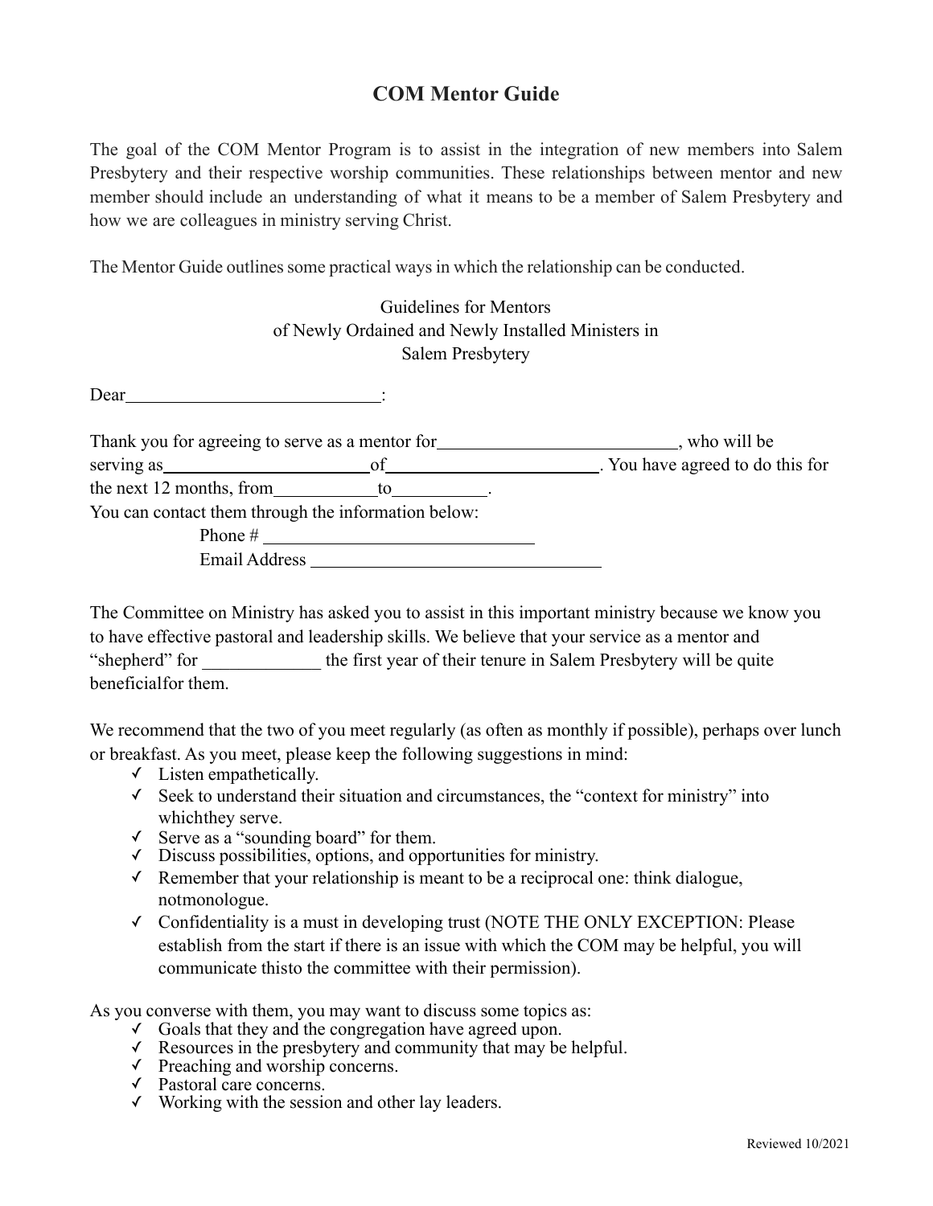# COM Mentor Guide

The goal of the COM Mentor Program is to assist in the integration of new members into Salem Presbytery and their respective worship communities. These relationships between mentor and new member should include an understanding of what it means to be a member of Salem Presbytery and how we are colleagues in ministry serving Christ.

The Mentor Guide outlines some practical ways in which the relationship can be conducted.

Guidelines for Mentors
of Newly Ordained and Newly Installed Ministers in
Salem Presbytery

Dear____________________________:

Thank you for agreeing to serve as a mentor for__________________________, who will be serving as_______________________of_______________________. You have agreed to do this for the next 12 months, from___________to__________.

You can contact them through the information below:

Phone # _____________________________

Email Address ________________________________

The Committee on Ministry has asked you to assist in this important ministry because we know you to have effective pastoral and leadership skills. We believe that your service as a mentor and "shepherd" for _____________ the first year of their tenure in Salem Presbytery will be quite beneficialfor them.

We recommend that the two of you meet regularly (as often as monthly if possible), perhaps over lunch or breakfast. As you meet, please keep the following suggestions in mind:

- ✓ Listen empathetically.
- ✓ Seek to understand their situation and circumstances, the "context for ministry" into whichthey serve.
- ✓ Serve as a "sounding board" for them.
- ✓ Discuss possibilities, options, and opportunities for ministry.
- ✓ Remember that your relationship is meant to be a reciprocal one: think dialogue, notmonologue.
- ✓ Confidentiality is a must in developing trust (NOTE THE ONLY EXCEPTION: Please establish from the start if there is an issue with which the COM may be helpful, you will communicate thisto the committee with their permission).

As you converse with them, you may want to discuss some topics as:

- ✓ Goals that they and the congregation have agreed upon.
- ✓ Resources in the presbytery and community that may be helpful.
- ✓ Preaching and worship concerns.
- ✓ Pastoral care concerns.
- ✓ Working with the session and other lay leaders.

Reviewed 10/2021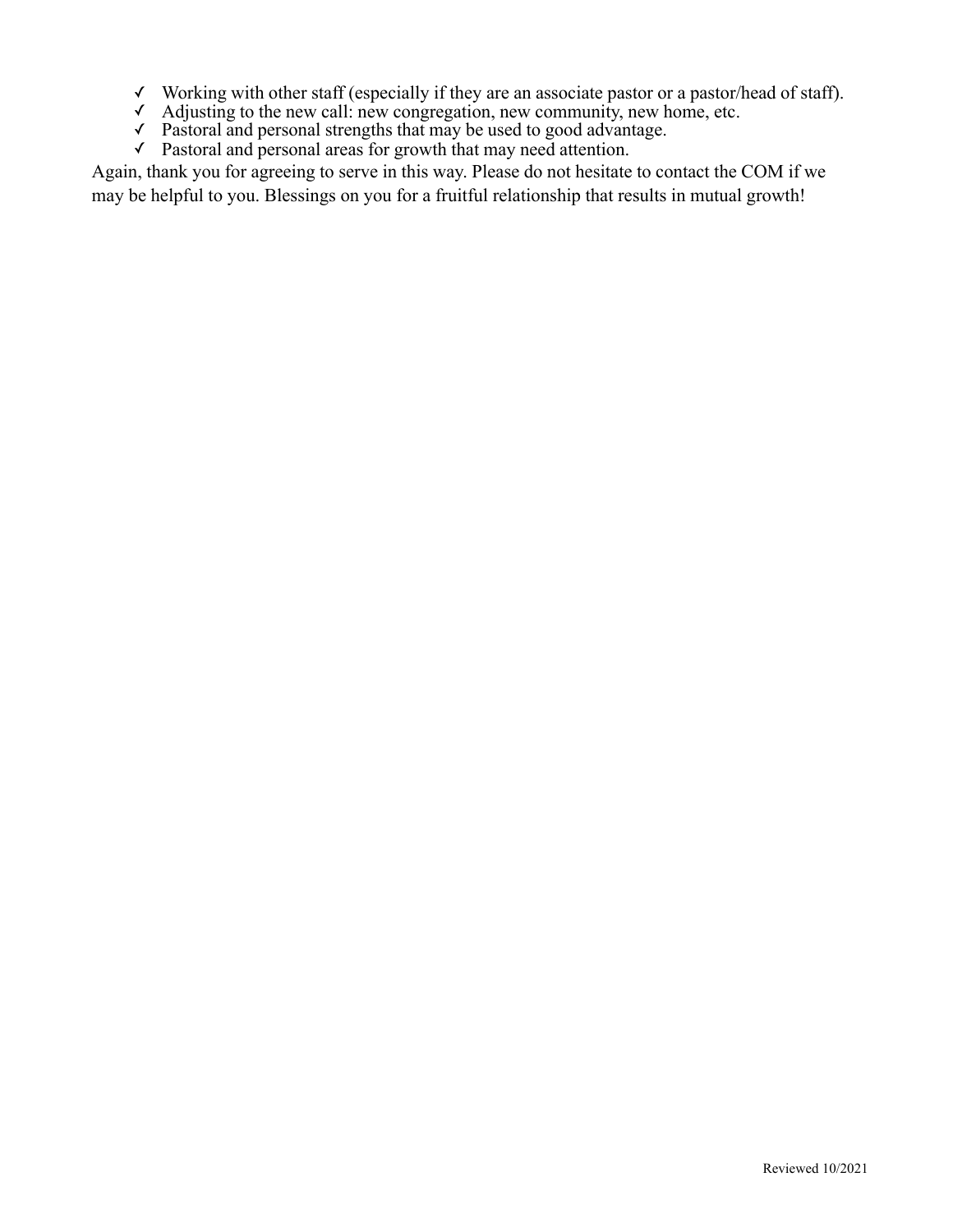- ✓ Working with other staff (especially if they are an associate pastor or a pastor/head of staff).
- ✓ Adjusting to the new call: new congregation, new community, new home, etc.
- ✓ Pastoral and personal strengths that may be used to good advantage.
- ✓ Pastoral and personal areas for growth that may need attention.

Again, thank you for agreeing to serve in this way. Please do not hesitate to contact the COM if we may be helpful to you. Blessings on you for a fruitful relationship that results in mutual growth!

Reviewed 10/2021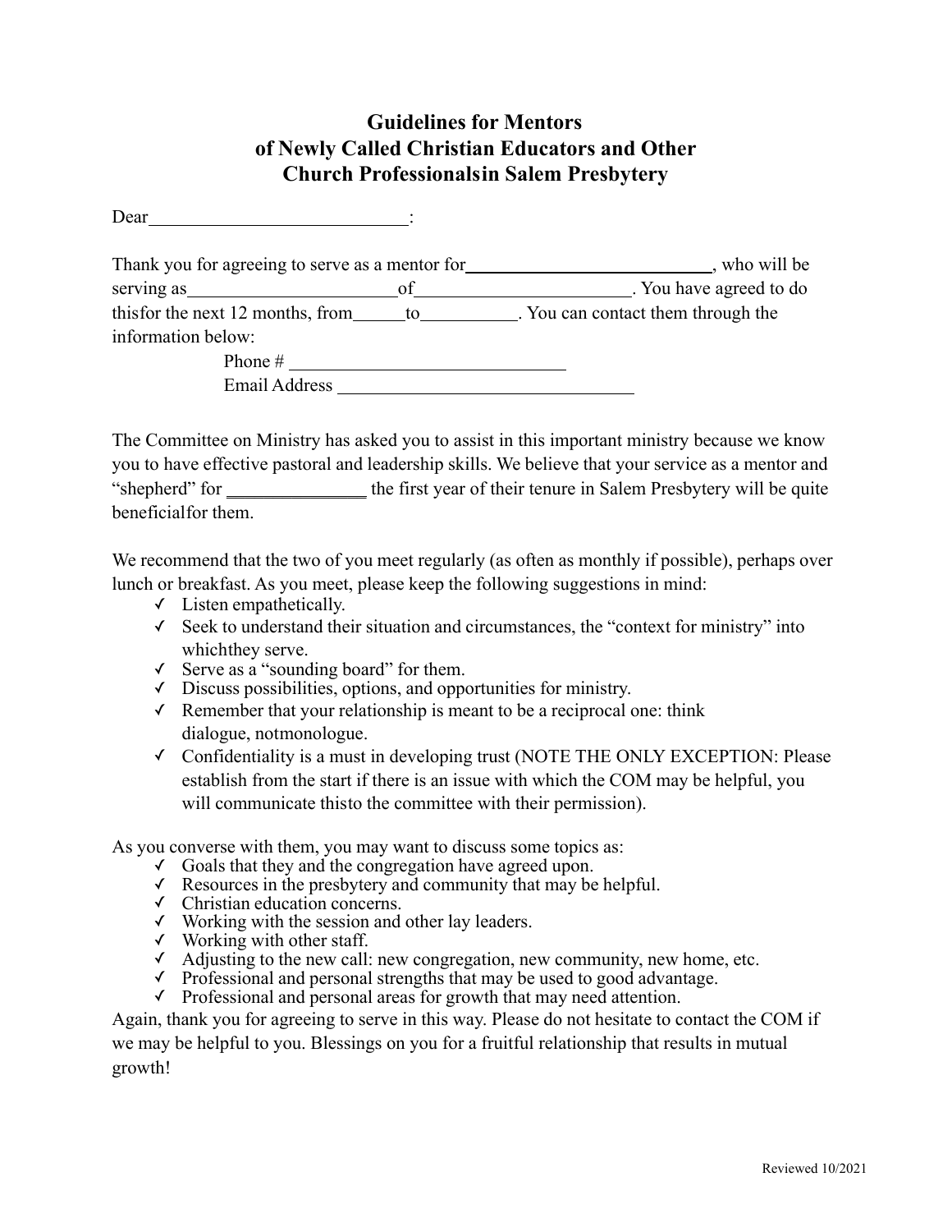# Guidelines for Mentors of Newly Called Christian Educators and Other Church Professionalsin Salem Presbytery

Dear____________________________:

Thank you for agreeing to serve as a mentor for___________________________, who will be serving as______________________of______________________. You have agreed to do thisfor the next 12 months, from______to__________. You can contact them through the information below:

Phone # ______________________________

Email Address ________________________________

The Committee on Ministry has asked you to assist in this important ministry because we know you to have effective pastoral and leadership skills. We believe that your service as a mentor and "shepherd" for _______________ the first year of their tenure in Salem Presbytery will be quite beneficialfor them.

We recommend that the two of you meet regularly (as often as monthly if possible), perhaps over lunch or breakfast. As you meet, please keep the following suggestions in mind:

- ✓ Listen empathetically.
- ✓ Seek to understand their situation and circumstances, the "context for ministry" into whichthey serve.
- ✓ Serve as a "sounding board" for them.
- ✓ Discuss possibilities, options, and opportunities for ministry.
- ✓ Remember that your relationship is meant to be a reciprocal one: think dialogue, notmonologue.
- ✓ Confidentiality is a must in developing trust (NOTE THE ONLY EXCEPTION: Please establish from the start if there is an issue with which the COM may be helpful, you will communicate thisto the committee with their permission).

As you converse with them, you may want to discuss some topics as:

- ✓ Goals that they and the congregation have agreed upon.
- ✓ Resources in the presbytery and community that may be helpful.
- ✓ Christian education concerns.
- ✓ Working with the session and other lay leaders.
- ✓ Working with other staff.
- ✓ Adjusting to the new call: new congregation, new community, new home, etc.
- ✓ Professional and personal strengths that may be used to good advantage.
- ✓ Professional and personal areas for growth that may need attention.

Again, thank you for agreeing to serve in this way. Please do not hesitate to contact the COM if we may be helpful to you. Blessings on you for a fruitful relationship that results in mutual growth!

Reviewed 10/2021